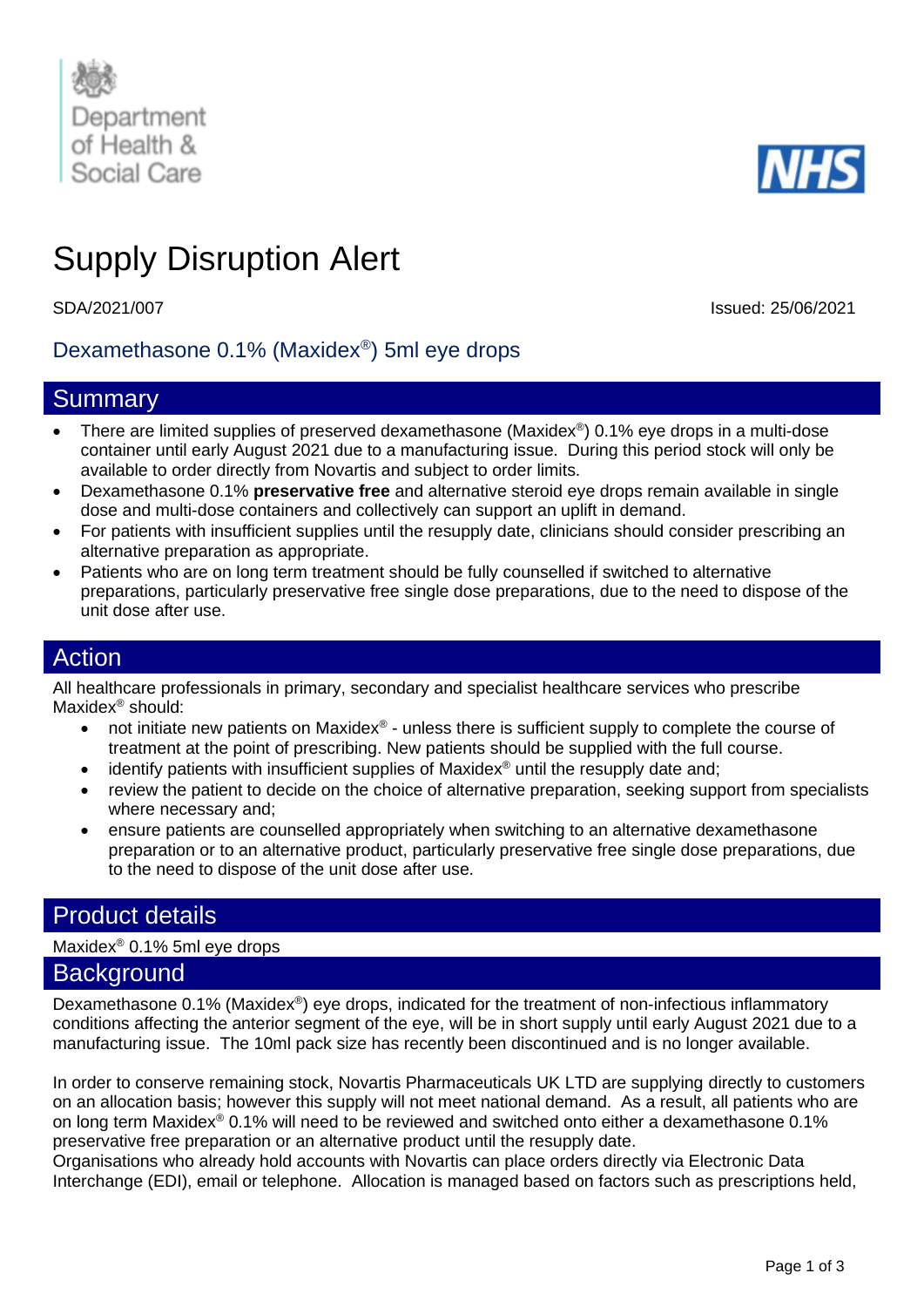Department of Health & Social Care

NHS

# Supply Disruption Alert

SDA/2021/007

Issued: 25/06/2021

## Dexamethasone 0.1% (Maxidex®) 5ml eye drops

## Summary

- There are limited supplies of preserved dexamethasone (Maxidex®) 0.1% eye drops in a multi-dose container until early August 2021 due to a manufacturing issue. During this period stock will only be available to order directly from Novartis and subject to order limits.
- Dexamethasone 0.1% **preservative free** and alternative steroid eye drops remain available in single dose and multi-dose containers and collectively can support an uplift in demand.
- For patients with insufficient supplies until the resupply date, clinicians should consider prescribing an alternative preparation as appropriate.
- Patients who are on long term treatment should be fully counselled if switched to alternative preparations, particularly preservative free single dose preparations, due to the need to dispose of the unit dose after use.

## Action

All healthcare professionals in primary, secondary and specialist healthcare services who prescribe Maxidex® should:

- not initiate new patients on Maxidex® - unless there is sufficient supply to complete the course of treatment at the point of prescribing. New patients should be supplied with the full course.
- identify patients with insufficient supplies of Maxidex® until the resupply date and;
- review the patient to decide on the choice of alternative preparation, seeking support from specialists where necessary and;
- ensure patients are counselled appropriately when switching to an alternative dexamethasone preparation or to an alternative product, particularly preservative free single dose preparations, due to the need to dispose of the unit dose after use.

## Product details

Maxidex® 0.1% 5ml eye drops

## Background

Dexamethasone 0.1% (Maxidex®) eye drops, indicated for the treatment of non-infectious inflammatory conditions affecting the anterior segment of the eye, will be in short supply until early August 2021 due to a manufacturing issue. The 10ml pack size has recently been discontinued and is no longer available.

In order to conserve remaining stock, Novartis Pharmaceuticals UK LTD are supplying directly to customers on an allocation basis; however this supply will not meet national demand. As a result, all patients who are on long term Maxidex® 0.1% will need to be reviewed and switched onto either a dexamethasone 0.1% preservative free preparation or an alternative product until the resupply date.
Organisations who already hold accounts with Novartis can place orders directly via Electronic Data Interchange (EDI), email or telephone. Allocation is managed based on factors such as prescriptions held,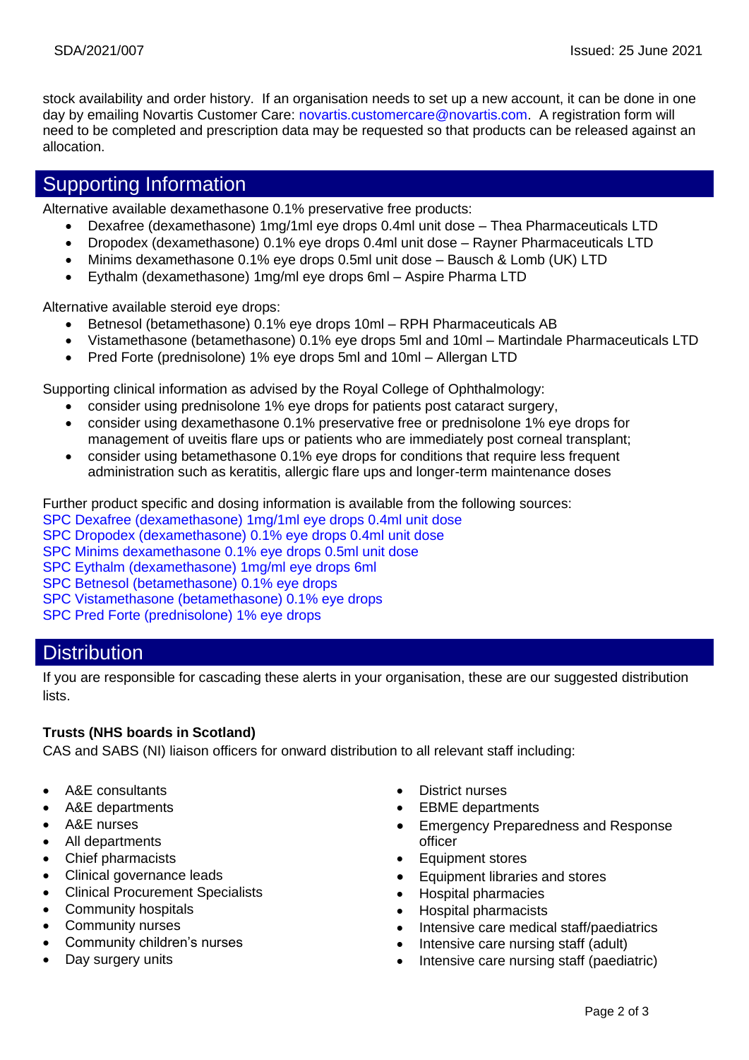stock availability and order history. If an organisation needs to set up a new account, it can be done in one day by emailing Novartis Customer Care: novartis.customercare@novartis.com. A registration form will need to be completed and prescription data may be requested so that products can be released against an allocation.

## Supporting Information

Alternative available dexamethasone 0.1% preservative free products:

- Dexafree (dexamethasone) 1mg/1ml eye drops 0.4ml unit dose – Thea Pharmaceuticals LTD
- Dropodex (dexamethasone) 0.1% eye drops 0.4ml unit dose – Rayner Pharmaceuticals LTD
- Minims dexamethasone 0.1% eye drops 0.5ml unit dose – Bausch & Lomb (UK) LTD
- Eythalm (dexamethasone) 1mg/ml eye drops 6ml – Aspire Pharma LTD

Alternative available steroid eye drops:

- Betnesol (betamethasone) 0.1% eye drops 10ml – RPH Pharmaceuticals AB
- Vistamethasone (betamethasone) 0.1% eye drops 5ml and 10ml – Martindale Pharmaceuticals LTD
- Pred Forte (prednisolone) 1% eye drops 5ml and 10ml – Allergan LTD

Supporting clinical information as advised by the Royal College of Ophthalmology:

- consider using prednisolone 1% eye drops for patients post cataract surgery,
- consider using dexamethasone 0.1% preservative free or prednisolone 1% eye drops for management of uveitis flare ups or patients who are immediately post corneal transplant;
- consider using betamethasone 0.1% eye drops for conditions that require less frequent administration such as keratitis, allergic flare ups and longer-term maintenance doses

Further product specific and dosing information is available from the following sources:
SPC Dexafree (dexamethasone) 1mg/1ml eye drops 0.4ml unit dose
SPC Dropodex (dexamethasone) 0.1% eye drops 0.4ml unit dose
SPC Minims dexamethasone 0.1% eye drops 0.5ml unit dose
SPC Eythalm (dexamethasone) 1mg/ml eye drops 6ml
SPC Betnesol (betamethasone) 0.1% eye drops
SPC Vistamethasone (betamethasone) 0.1% eye drops
SPC Pred Forte (prednisolone) 1% eye drops

## Distribution

If you are responsible for cascading these alerts in your organisation, these are our suggested distribution lists.

**Trusts (NHS boards in Scotland)**

CAS and SABS (NI) liaison officers for onward distribution to all relevant staff including:

- A&E consultants
- A&E departments
- A&E nurses
- All departments
- Chief pharmacists
- Clinical governance leads
- Clinical Procurement Specialists
- Community hospitals
- Community nurses
- Community children's nurses
- Day surgery units
- District nurses
- EBME departments
- Emergency Preparedness and Response officer
- Equipment stores
- Equipment libraries and stores
- Hospital pharmacies
- Hospital pharmacists
- Intensive care medical staff/paediatrics
- Intensive care nursing staff (adult)
- Intensive care nursing staff (paediatric)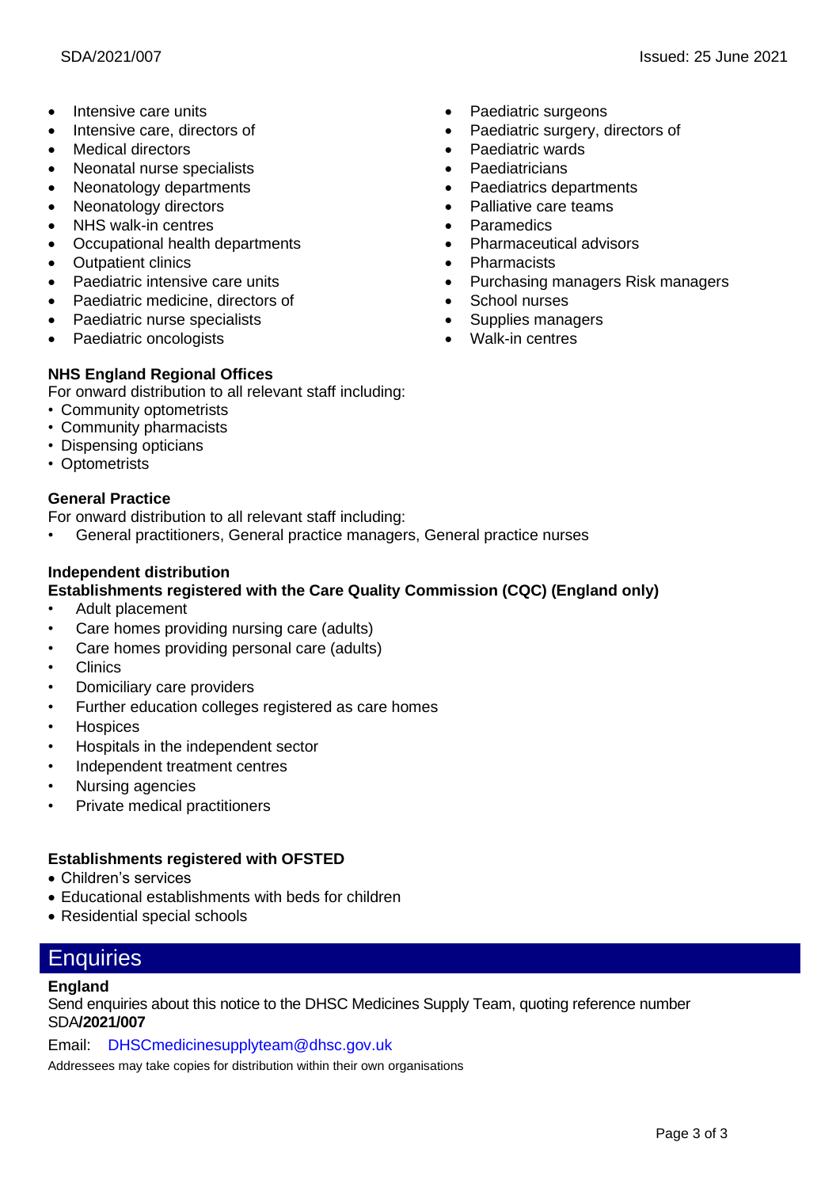- Intensive care units
- Intensive care, directors of
- Medical directors
- Neonatal nurse specialists
- Neonatology departments
- Neonatology directors
- NHS walk-in centres
- Occupational health departments
- Outpatient clinics
- Paediatric intensive care units
- Paediatric medicine, directors of
- Paediatric nurse specialists
- Paediatric oncologists
- Paediatric surgeons
- Paediatric surgery, directors of
- Paediatric wards
- Paediatricians
- Paediatrics departments
- Palliative care teams
- Paramedics
- Pharmaceutical advisors
- Pharmacists
- Purchasing managers Risk managers
- School nurses
- Supplies managers
- Walk-in centres

**NHS England Regional Offices**

For onward distribution to all relevant staff including:

- Community optometrists
- Community pharmacists
- Dispensing opticians
- Optometrists

**General Practice**

For onward distribution to all relevant staff including:

- General practitioners, General practice managers, General practice nurses

**Independent distribution**

**Establishments registered with the Care Quality Commission (CQC) (England only)**

- Adult placement
- Care homes providing nursing care (adults)
- Care homes providing personal care (adults)
- Clinics
- Domiciliary care providers
- Further education colleges registered as care homes
- Hospices
- Hospitals in the independent sector
- Independent treatment centres
- Nursing agencies
- Private medical practitioners

**Establishments registered with OFSTED**

- Children's services
- Educational establishments with beds for children
- Residential special schools

## Enquiries

**England**

Send enquiries about this notice to the DHSC Medicines Supply Team, quoting reference number SDA/**2021/007**

Email: DHSCmedicinesupplyteam@dhsc.gov.uk

Addressees may take copies for distribution within their own organisations